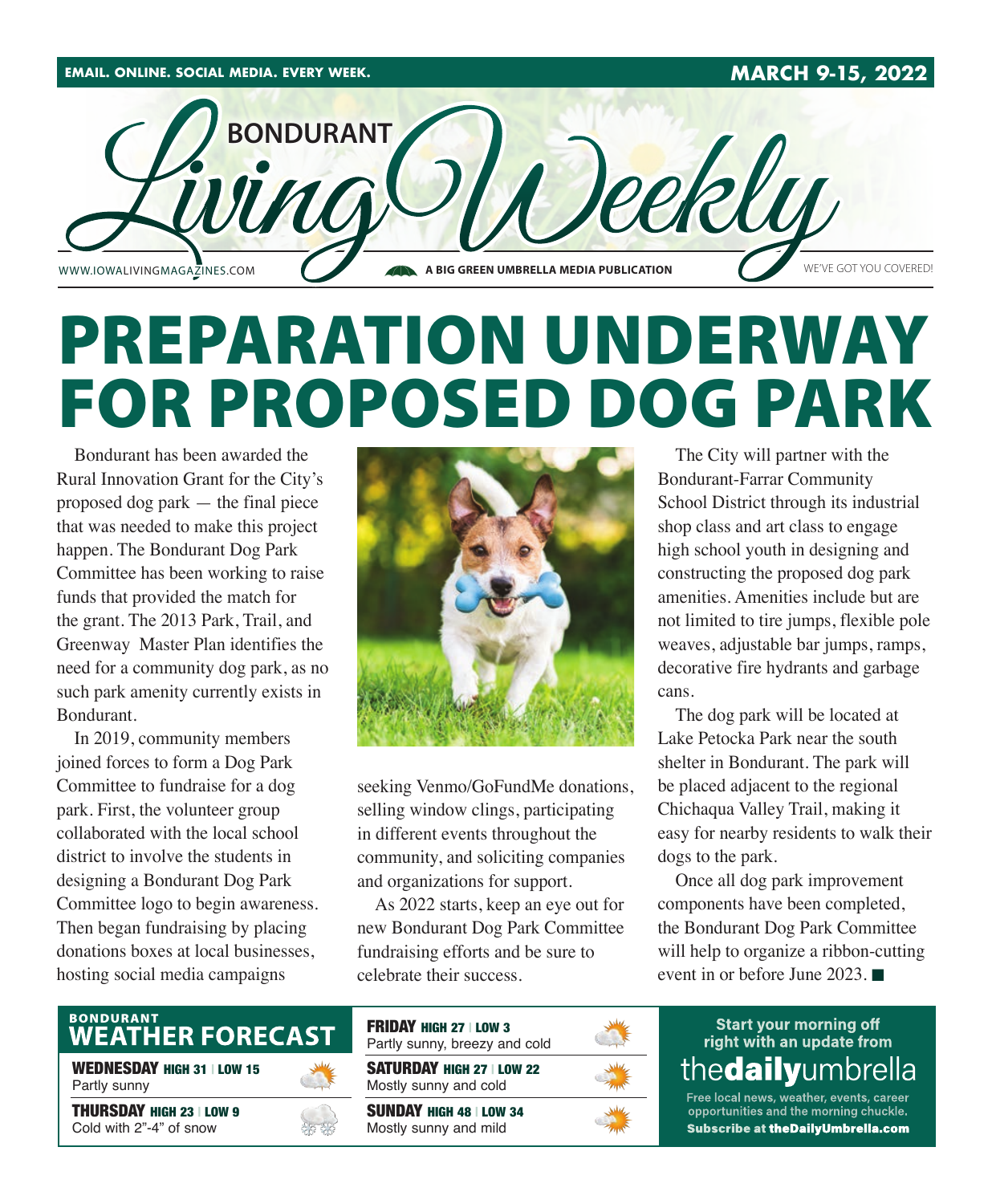EMAIL. ONLINE. SOCIAL MEDIA. EVERY WEEK.

MARCH 9-15, 2022

# BONDURANT Living Weekly

WWW.IOWALIVINGMAGAZINES.COM | A BIG GREEN UMBRELLA MEDIA PUBLICATION | WE'VE GOT YOU COVERED!

# PREPARATION UNDERWAY FOR PROPOSED DOG PARK

Bondurant has been awarded the Rural Innovation Grant for the City's proposed dog park — the final piece that was needed to make this project happen. The Bondurant Dog Park Committee has been working to raise funds that provided the match for the grant. The 2013 Park, Trail, and Greenway Master Plan identifies the need for a community dog park, as no such park amenity currently exists in Bondurant.

In 2019, community members joined forces to form a Dog Park Committee to fundraise for a dog park. First, the volunteer group collaborated with the local school district to involve the students in designing a Bondurant Dog Park Committee logo to begin awareness. Then began fundraising by placing donations boxes at local businesses, hosting social media campaigns seeking Venmo/GoFundMe donations, selling window clings, participating in different events throughout the community, and soliciting companies and organizations for support.

As 2022 starts, keep an eye out for new Bondurant Dog Park Committee fundraising efforts and be sure to celebrate their success.

The City will partner with the Bondurant-Farrar Community School District through its industrial shop class and art class to engage high school youth in designing and constructing the proposed dog park amenities. Amenities include but are not limited to tire jumps, flexible pole weaves, adjustable bar jumps, ramps, decorative fire hydrants and garbage cans.

The dog park will be located at Lake Petocka Park near the south shelter in Bondurant. The park will be placed adjacent to the regional Chichaqua Valley Trail, making it easy for nearby residents to walk their dogs to the park.

Once all dog park improvement components have been completed, the Bondurant Dog Park Committee will help to organize a ribbon-cutting event in or before June 2023. ■

## BONDURANT WEATHER FORECAST

**WEDNESDAY** HIGH 31 | LOW 15
Partly sunny

**THURSDAY** HIGH 23 | LOW 9
Cold with 2"-4" of snow

**FRIDAY** HIGH 27 | LOW 3
Partly sunny, breezy and cold

**SATURDAY** HIGH 27 | LOW 22
Mostly sunny and cold

**SUNDAY** HIGH 48 | LOW 34
Mostly sunny and mild

Start your morning off right with an update from **thedailyumbrella**

Free local news, weather, events, career opportunities and the morning chuckle.
**Subscribe at theDailyUmbrella.com**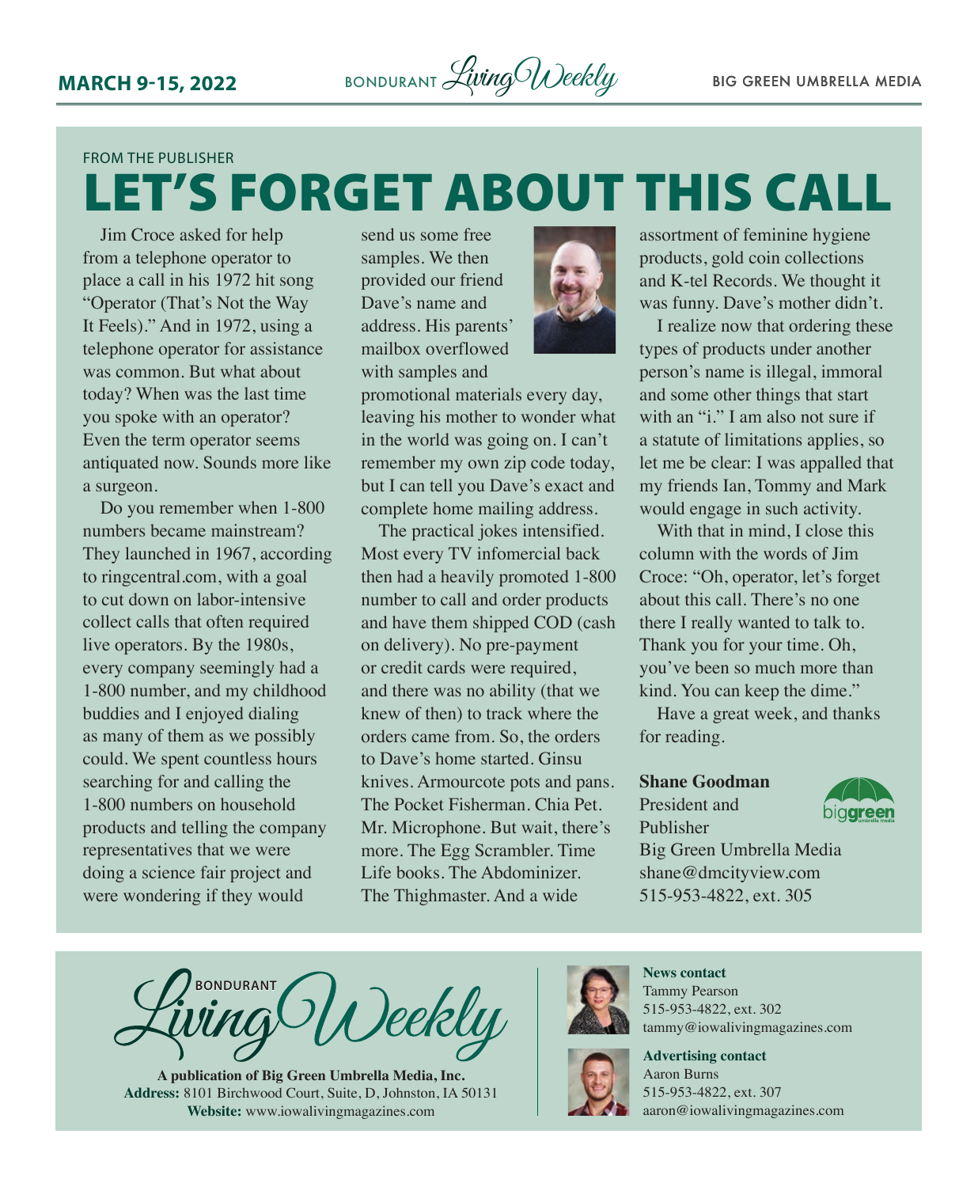FROM THE PUBLISHER

# LET'S FORGET ABOUT THIS CALL

Jim Croce asked for help from a telephone operator to place a call in his 1972 hit song "Operator (That's Not the Way It Feels)." And in 1972, using a telephone operator for assistance was common. But what about today? When was the last time you spoke with an operator? Even the term operator seems antiquated now. Sounds more like a surgeon.

Do you remember when 1-800 numbers became mainstream? They launched in 1967, according to ringcentral.com, with a goal to cut down on labor-intensive collect calls that often required live operators. By the 1980s, every company seemingly had a 1-800 number, and my childhood buddies and I enjoyed dialing as many of them as we possibly could. We spent countless hours searching for and calling the 1-800 numbers on household products and telling the company representatives that we were doing a science fair project and were wondering if they would send us some free samples. We then provided our friend Dave's name and address. His parents' mailbox overflowed with samples and promotional materials every day, leaving his mother to wonder what in the world was going on. I can't remember my own zip code today, but I can tell you Dave's exact and complete home mailing address.

The practical jokes intensified. Most every TV infomercial back then had a heavily promoted 1-800 number to call and order products and have them shipped COD (cash on delivery). No pre-payment or credit cards were required, and there was no ability (that we knew of then) to track where the orders came from. So, the orders to Dave's home started. Ginsu knives. Armourcote pots and pans. The Pocket Fisherman. Chia Pet. Mr. Microphone. But wait, there's more. The Egg Scrambler. Time Life books. The Abdominizer. The Thighmaster. And a wide assortment of feminine hygiene products, gold coin collections and K-tel Records. We thought it was funny. Dave's mother didn't.

I realize now that ordering these types of products under another person's name is illegal, immoral and some other things that start with an "i." I am also not sure if a statute of limitations applies, so let me be clear: I was appalled that my friends Ian, Tommy and Mark would engage in such activity.

With that in mind, I close this column with the words of Jim Croce: "Oh, operator, let's forget about this call. There's no one there I really wanted to talk to. Thank you for your time. Oh, you've been so much more than kind. You can keep the dime."

Have a great week, and thanks for reading.

**Shane Goodman**
President and Publisher
Big Green Umbrella Media
shane@dmcityview.com
515-953-4822, ext. 305

---

BONDURANT Living Weekly

**A publication of Big Green Umbrella Media, Inc.**
**Address:** 8101 Birchwood Court, Suite, D, Johnston, IA 50131
**Website:** www.iowalivingmagazines.com

**News contact**
Tammy Pearson
515-953-4822, ext. 302
tammy@iowalivingmagazines.com

**Advertising contact**
Aaron Burns
515-953-4822, ext. 307
aaron@iowalivingmagazines.com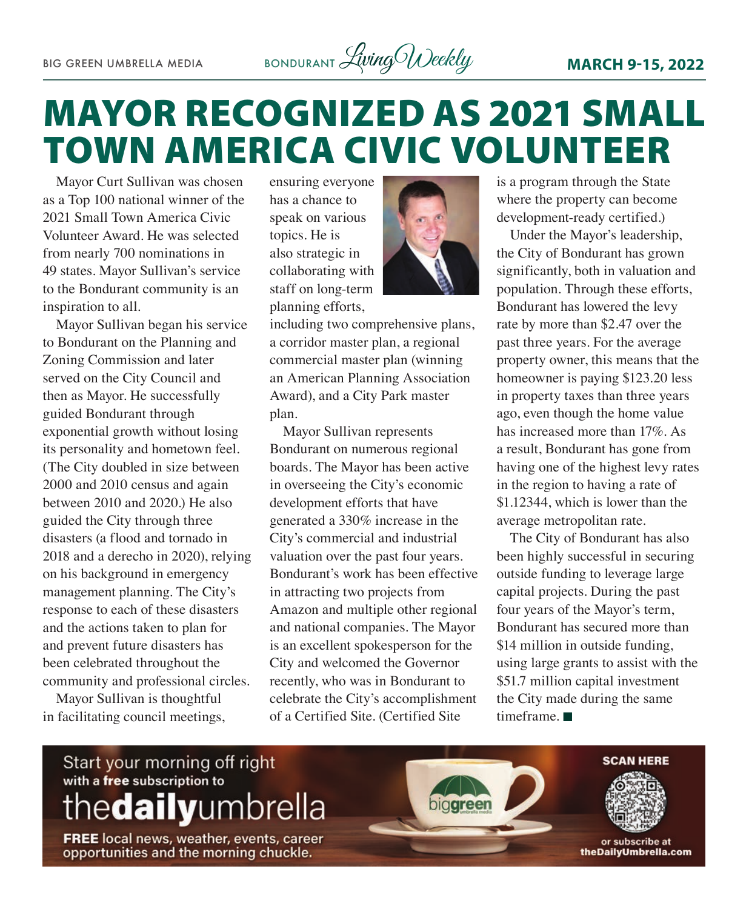# MAYOR RECOGNIZED AS 2021 SMALL TOWN AMERICA CIVIC VOLUNTEER

Mayor Curt Sullivan was chosen as a Top 100 national winner of the 2021 Small Town America Civic Volunteer Award. He was selected from nearly 700 nominations in 49 states. Mayor Sullivan's service to the Bondurant community is an inspiration to all.

Mayor Sullivan began his service to Bondurant on the Planning and Zoning Commission and later served on the City Council and then as Mayor. He successfully guided Bondurant through exponential growth without losing its personality and hometown feel. (The City doubled in size between 2000 and 2010 census and again between 2010 and 2020.) He also guided the City through three disasters (a flood and tornado in 2018 and a derecho in 2020), relying on his background in emergency management planning. The City's response to each of these disasters and the actions taken to plan for and prevent future disasters has been celebrated throughout the community and professional circles.

Mayor Sullivan is thoughtful in facilitating council meetings, ensuring everyone has a chance to speak on various topics. He is also strategic in collaborating with staff on long-term planning efforts, including two comprehensive plans, a corridor master plan, a regional commercial master plan (winning an American Planning Association Award), and a City Park master plan.

Mayor Sullivan represents Bondurant on numerous regional boards. The Mayor has been active in overseeing the City's economic development efforts that have generated a 330% increase in the City's commercial and industrial valuation over the past four years. Bondurant's work has been effective in attracting two projects from Amazon and multiple other regional and national companies. The Mayor is an excellent spokesperson for the City and welcomed the Governor recently, who was in Bondurant to celebrate the City's accomplishment of a Certified Site. (Certified Site is a program through the State where the property can become development-ready certified.)

Under the Mayor's leadership, the City of Bondurant has grown significantly, both in valuation and population. Through these efforts, Bondurant has lowered the levy rate by more than $2.47 over the past three years. For the average property owner, this means that the homeowner is paying $123.20 less in property taxes than three years ago, even though the home value has increased more than 17%. As a result, Bondurant has gone from having one of the highest levy rates in the region to having a rate of $1.12344, which is lower than the average metropolitan rate.

The City of Bondurant has also been highly successful in securing outside funding to leverage large capital projects. During the past four years of the Mayor's term, Bondurant has secured more than $14 million in outside funding, using large grants to assist with the $51.7 million capital investment the City made during the same timeframe. ■

Start your morning off right with a **free** subscription to the**daily**umbrella

**FREE** local news, weather, events, career opportunities and the morning chuckle.

**SCAN HERE**

or subscribe at theDailyUmbrella.com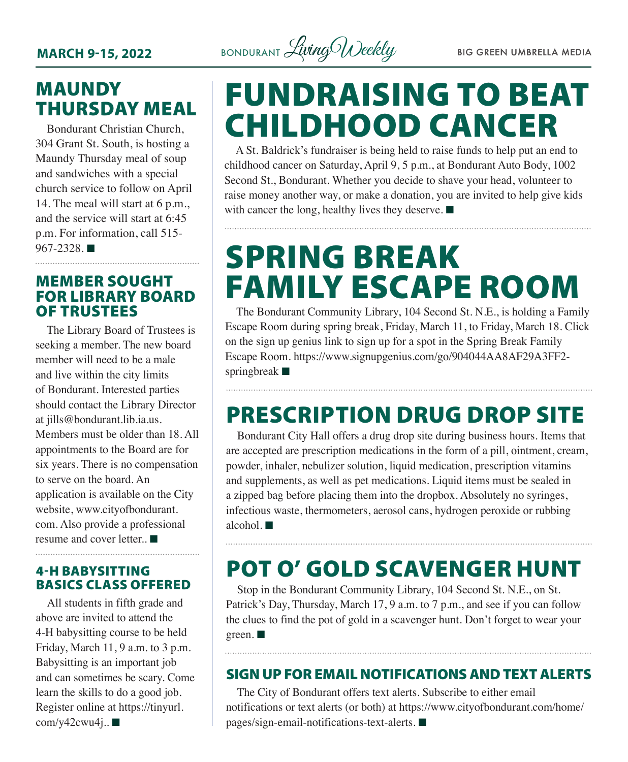## MAUNDY THURSDAY MEAL

Bondurant Christian Church, 304 Grant St. South, is hosting a Maundy Thursday meal of soup and sandwiches with a special church service to follow on April 14. The meal will start at 6 p.m., and the service will start at 6:45 p.m. For information, call 515-967-2328. ■

## MEMBER SOUGHT FOR LIBRARY BOARD OF TRUSTEES

The Library Board of Trustees is seeking a member. The new board member will need to be a male and live within the city limits of Bondurant. Interested parties should contact the Library Director at jills@bondurant.lib.ia.us. Members must be older than 18. All appointments to the Board are for six years. There is no compensation to serve on the board. An application is available on the City website, www.cityofbondurant.com. Also provide a professional resume and cover letter.. ■

## 4-H BABYSITTING BASICS CLASS OFFERED

All students in fifth grade and above are invited to attend the 4-H babysitting course to be held Friday, March 11, 9 a.m. to 3 p.m. Babysitting is an important job and can sometimes be scary. Come learn the skills to do a good job. Register online at https://tinyurl.com/y42cwu4j.. ■

# FUNDRAISING TO BEAT CHILDHOOD CANCER

A St. Baldrick's fundraiser is being held to raise funds to help put an end to childhood cancer on Saturday, April 9, 5 p.m., at Bondurant Auto Body, 1002 Second St., Bondurant. Whether you decide to shave your head, volunteer to raise money another way, or make a donation, you are invited to help give kids with cancer the long, healthy lives they deserve. ■

# SPRING BREAK FAMILY ESCAPE ROOM

The Bondurant Community Library, 104 Second St. N.E., is holding a Family Escape Room during spring break, Friday, March 11, to Friday, March 18. Click on the sign up genius link to sign up for a spot in the Spring Break Family Escape Room. https://www.signupgenius.com/go/904044AA8AF29A3FF2-springbreak ■

## PRESCRIPTION DRUG DROP SITE

Bondurant City Hall offers a drug drop site during business hours. Items that are accepted are prescription medications in the form of a pill, ointment, cream, powder, inhaler, nebulizer solution, liquid medication, prescription vitamins and supplements, as well as pet medications. Liquid items must be sealed in a zipped bag before placing them into the dropbox. Absolutely no syringes, infectious waste, thermometers, aerosol cans, hydrogen peroxide or rubbing alcohol. ■

## POT O' GOLD SCAVENGER HUNT

Stop in the Bondurant Community Library, 104 Second St. N.E., on St. Patrick's Day, Thursday, March 17, 9 a.m. to 7 p.m., and see if you can follow the clues to find the pot of gold in a scavenger hunt. Don't forget to wear your green. ■

### SIGN UP FOR EMAIL NOTIFICATIONS AND TEXT ALERTS

The City of Bondurant offers text alerts. Subscribe to either email notifications or text alerts (or both) at https://www.cityofbondurant.com/home/pages/sign-email-notifications-text-alerts. ■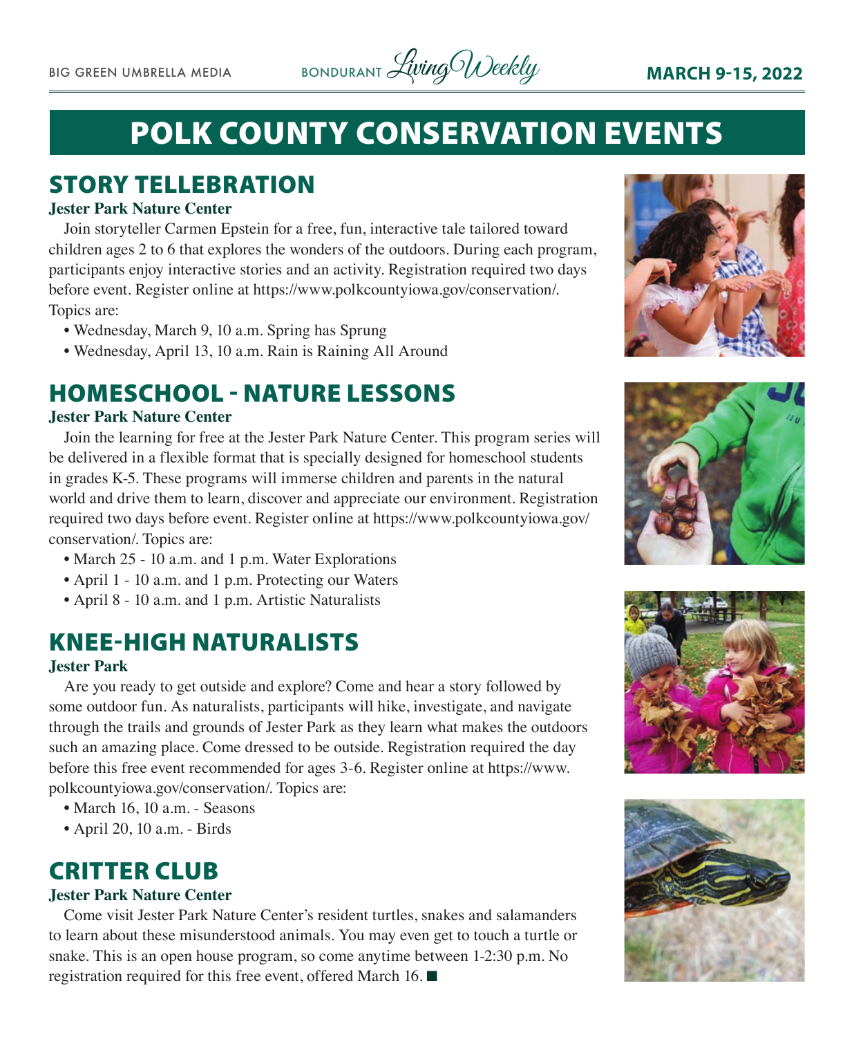# POLK COUNTY CONSERVATION EVENTS

## STORY TELLEBRATION

**Jester Park Nature Center**

Join storyteller Carmen Epstein for a free, fun, interactive tale tailored toward children ages 2 to 6 that explores the wonders of the outdoors. During each program, participants enjoy interactive stories and an activity. Registration required two days before event. Register online at https://www.polkcountyiowa.gov/conservation/. Topics are:

- Wednesday, March 9, 10 a.m. Spring has Sprung
- Wednesday, April 13, 10 a.m. Rain is Raining All Around

## HOMESCHOOL - NATURE LESSONS

**Jester Park Nature Center**

Join the learning for free at the Jester Park Nature Center. This program series will be delivered in a flexible format that is specially designed for homeschool students in grades K-5. These programs will immerse children and parents in the natural world and drive them to learn, discover and appreciate our environment. Registration required two days before event. Register online at https://www.polkcountyiowa.gov/conservation/. Topics are:

- March 25 - 10 a.m. and 1 p.m. Water Explorations
- April 1 - 10 a.m. and 1 p.m. Protecting our Waters
- April 8 - 10 a.m. and 1 p.m. Artistic Naturalists

## KNEE-HIGH NATURALISTS

**Jester Park**

Are you ready to get outside and explore? Come and hear a story followed by some outdoor fun. As naturalists, participants will hike, investigate, and navigate through the trails and grounds of Jester Park as they learn what makes the outdoors such an amazing place. Come dressed to be outside. Registration required the day before this free event recommended for ages 3-6. Register online at https://www.polkcountyiowa.gov/conservation/. Topics are:

- March 16, 10 a.m. - Seasons
- April 20, 10 a.m. - Birds

## CRITTER CLUB

**Jester Park Nature Center**

Come visit Jester Park Nature Center's resident turtles, snakes and salamanders to learn about these misunderstood animals. You may even get to touch a turtle or snake. This is an open house program, so come anytime between 1-2:30 p.m. No registration required for this free event, offered March 16. ■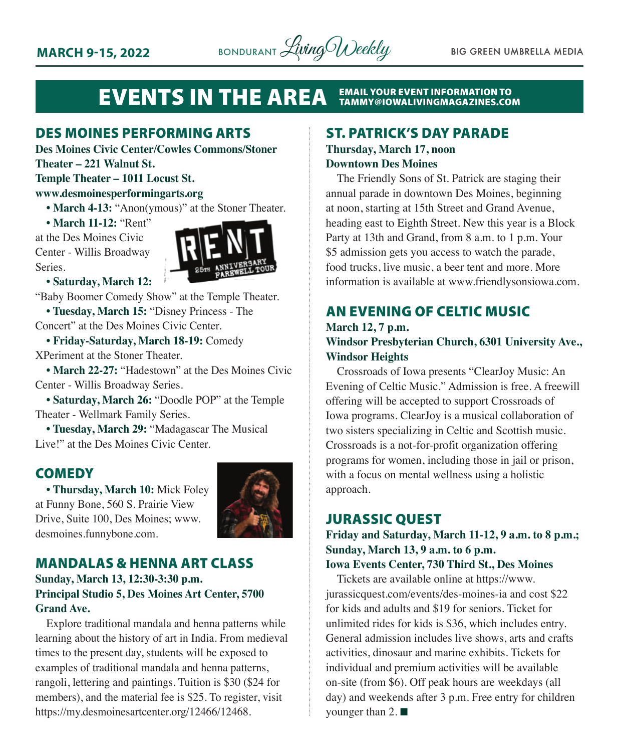# EVENTS IN THE AREA

EMAIL YOUR EVENT INFORMATION TO TAMMY@IOWALIVINGMAGAZINES.COM

## DES MOINES PERFORMING ARTS

**Des Moines Civic Center/Cowles Commons/Stoner Theater – 221 Walnut St.**
**Temple Theater – 1011 Locust St.**
**www.desmoinesperformingarts.org**

- **March 4-13:** "Anon(ymous)" at the Stoner Theater.
- **March 11-12:** "Rent" at the Des Moines Civic Center - Willis Broadway Series.
- **Saturday, March 12:** "Baby Boomer Comedy Show" at the Temple Theater.
- **Tuesday, March 15:** "Disney Princess - The Concert" at the Des Moines Civic Center.
- **Friday-Saturday, March 18-19:** Comedy XPeriment at the Stoner Theater.
- **March 22-27:** "Hadestown" at the Des Moines Civic Center - Willis Broadway Series.
- **Saturday, March 26:** "Doodle POP" at the Temple Theater - Wellmark Family Series.
- **Tuesday, March 29:** "Madagascar The Musical Live!" at the Des Moines Civic Center.

## COMEDY

- **Thursday, March 10:** Mick Foley at Funny Bone, 560 S. Prairie View Drive, Suite 100, Des Moines; www.desmoines.funnybone.com.

## MANDALAS & HENNA ART CLASS

**Sunday, March 13, 12:30-3:30 p.m.**
**Principal Studio 5, Des Moines Art Center, 5700 Grand Ave.**

Explore traditional mandala and henna patterns while learning about the history of art in India. From medieval times to the present day, students will be exposed to examples of traditional mandala and henna patterns, rangoli, lettering and paintings. Tuition is $30 ($24 for members), and the material fee is $25. To register, visit https://my.desmoinesartcenter.org/12466/12468.

## ST. PATRICK'S DAY PARADE

**Thursday, March 17, noon**
**Downtown Des Moines**

The Friendly Sons of St. Patrick are staging their annual parade in downtown Des Moines, beginning at noon, starting at 15th Street and Grand Avenue, heading east to Eighth Street. New this year is a Block Party at 13th and Grand, from 8 a.m. to 1 p.m. Your $5 admission gets you access to watch the parade, food trucks, live music, a beer tent and more. More information is available at www.friendlysonsiowa.com.

## AN EVENING OF CELTIC MUSIC

**March 12, 7 p.m.**
**Windsor Presbyterian Church, 6301 University Ave., Windsor Heights**

Crossroads of Iowa presents "ClearJoy Music: An Evening of Celtic Music." Admission is free. A freewill offering will be accepted to support Crossroads of Iowa programs. ClearJoy is a musical collaboration of two sisters specializing in Celtic and Scottish music. Crossroads is a not-for-profit organization offering programs for women, including those in jail or prison, with a focus on mental wellness using a holistic approach.

## JURASSIC QUEST

**Friday and Saturday, March 11-12, 9 a.m. to 8 p.m.; Sunday, March 13, 9 a.m. to 6 p.m.**
**Iowa Events Center, 730 Third St., Des Moines**

Tickets are available online at https://www.jurassicquest.com/events/des-moines-ia and cost $22 for kids and adults and $19 for seniors. Ticket for unlimited rides for kids is $36, which includes entry. General admission includes live shows, arts and crafts activities, dinosaur and marine exhibits. Tickets for individual and premium activities will be available on-site (from $6). Off peak hours are weekdays (all day) and weekends after 3 p.m. Free entry for children younger than 2. ■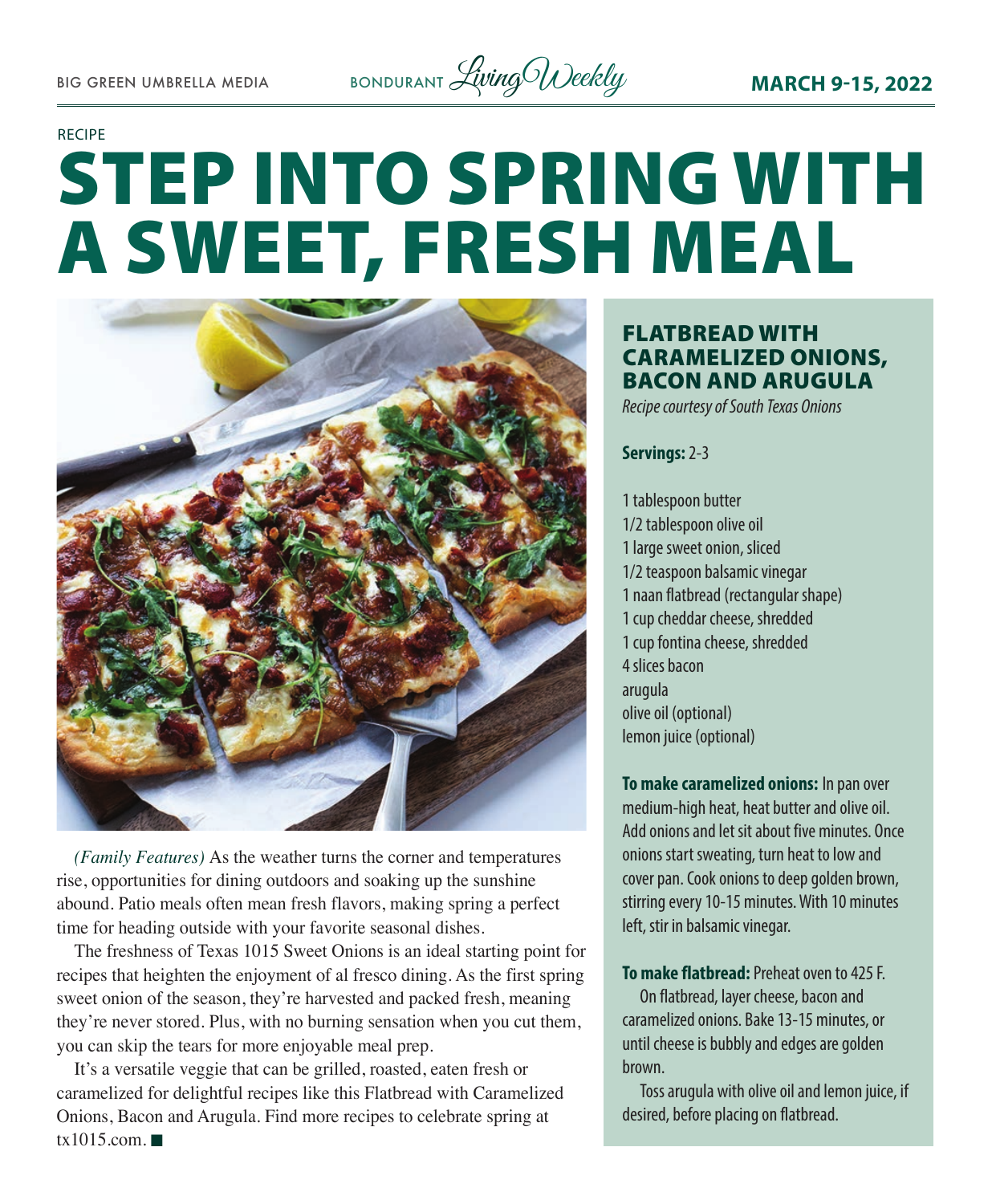RECIPE

# STEP INTO SPRING WITH A SWEET, FRESH MEAL

*(Family Features)* As the weather turns the corner and temperatures rise, opportunities for dining outdoors and soaking up the sunshine abound. Patio meals often mean fresh flavors, making spring a perfect time for heading outside with your favorite seasonal dishes.

The freshness of Texas 1015 Sweet Onions is an ideal starting point for recipes that heighten the enjoyment of al fresco dining. As the first spring sweet onion of the season, they're harvested and packed fresh, meaning they're never stored. Plus, with no burning sensation when you cut them, you can skip the tears for more enjoyable meal prep.

It's a versatile veggie that can be grilled, roasted, eaten fresh or caramelized for delightful recipes like this Flatbread with Caramelized Onions, Bacon and Arugula. Find more recipes to celebrate spring at tx1015.com. ■

## FLATBREAD WITH CARAMELIZED ONIONS, BACON AND ARUGULA

*Recipe courtesy of South Texas Onions*

**Servings:** 2-3

1 tablespoon butter
1/2 tablespoon olive oil
1 large sweet onion, sliced
1/2 teaspoon balsamic vinegar
1 naan flatbread (rectangular shape)
1 cup cheddar cheese, shredded
1 cup fontina cheese, shredded
4 slices bacon
arugula
olive oil (optional)
lemon juice (optional)

**To make caramelized onions:** In pan over medium-high heat, heat butter and olive oil. Add onions and let sit about five minutes. Once onions start sweating, turn heat to low and cover pan. Cook onions to deep golden brown, stirring every 10-15 minutes. With 10 minutes left, stir in balsamic vinegar.

**To make flatbread:** Preheat oven to 425 F.

On flatbread, layer cheese, bacon and caramelized onions. Bake 13-15 minutes, or until cheese is bubbly and edges are golden brown.

Toss arugula with olive oil and lemon juice, if desired, before placing on flatbread.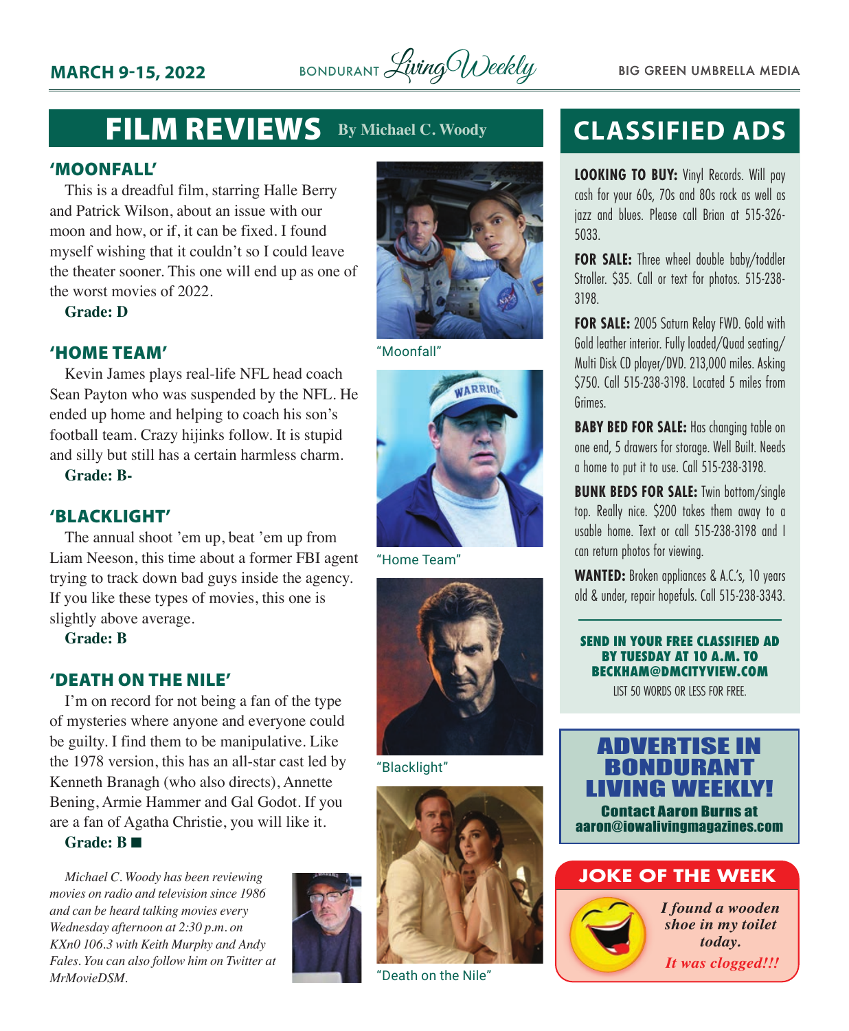# FILM REVIEWS

By Michael C. Woody

## 'MOONFALL'

This is a dreadful film, starring Halle Berry and Patrick Wilson, about an issue with our moon and how, or if, it can be fixed. I found myself wishing that it couldn't so I could leave the theater sooner. This one will end up as one of the worst movies of 2022.

**Grade: D**

## 'HOME TEAM'

Kevin James plays real-life NFL head coach Sean Payton who was suspended by the NFL. He ended up home and helping to coach his son's football team. Crazy hijinks follow. It is stupid and silly but still has a certain harmless charm.

**Grade: B-**

## 'BLACKLIGHT'

The annual shoot 'em up, beat 'em up from Liam Neeson, this time about a former FBI agent trying to track down bad guys inside the agency. If you like these types of movies, this one is slightly above average.

**Grade: B**

## 'DEATH ON THE NILE'

I'm on record for not being a fan of the type of mysteries where anyone and everyone could be guilty. I find them to be manipulative. Like the 1978 version, this has an all-star cast led by Kenneth Branagh (who also directs), Annette Bening, Armie Hammer and Gal Godot. If you are a fan of Agatha Christie, you will like it.

**Grade: B** ■

*Michael C. Woody has been reviewing movies on radio and television since 1986 and can be heard talking movies every Wednesday afternoon at 2:30 p.m. on KXn0 106.3 with Keith Murphy and Andy Fales. You can also follow him on Twitter at MrMovieDSM.*

"Moonfall"

"Home Team"

"Blacklight"

"Death on the Nile"

# CLASSIFIED ADS

**LOOKING TO BUY:** Vinyl Records. Will pay cash for your 60s, 70s and 80s rock as well as jazz and blues. Please call Brian at 515-326-5033.

**FOR SALE:** Three wheel double baby/toddler Stroller. $35. Call or text for photos. 515-238-3198.

**FOR SALE:** 2005 Saturn Relay FWD. Gold with Gold leather interior. Fully loaded/Quad seating/Multi Disk CD player/DVD. 213,000 miles. Asking $750. Call 515-238-3198. Located 5 miles from Grimes.

**BABY BED FOR SALE:** Has changing table on one end, 5 drawers for storage. Well Built. Needs a home to put it to use. Call 515-238-3198.

**BUNK BEDS FOR SALE:** Twin bottom/single top. Really nice. $200 takes them away to a usable home. Text or call 515-238-3198 and I can return photos for viewing.

**WANTED:** Broken appliances & A.C.'s, 10 years old & under, repair hopefuls. Call 515-238-3343.

**SEND IN YOUR FREE CLASSIFIED AD BY TUESDAY AT 10 A.M. TO BECKHAM@DMCITYVIEW.COM**

LIST 50 WORDS OR LESS FOR FREE.

## ADVERTISE IN BONDURANT LIVING WEEKLY!

**Contact Aaron Burns at aaron@iowalivingmagazines.com**

## JOKE OF THE WEEK

***I found a wooden shoe in my toilet today.***

***It was clogged!!!***